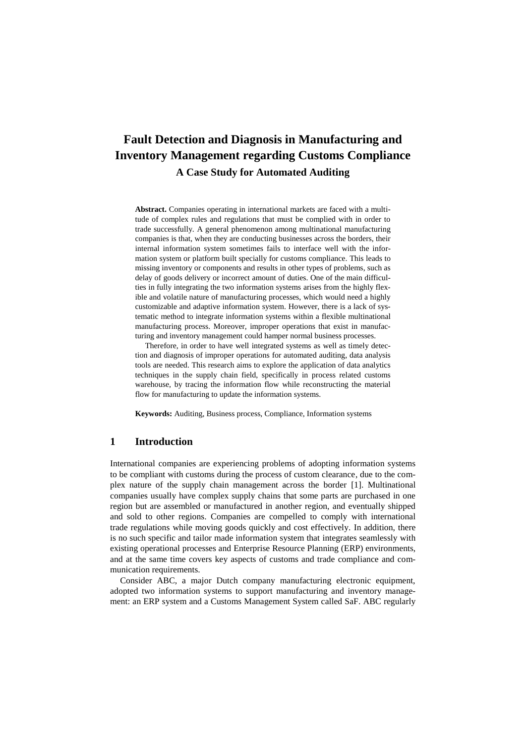# Fault Detection and Diagnosis in Manufacturing and Inventory Management regarding Customs Compliance

### A Case Study for Automated Auditing

**Abstract.** Companies operating in international markets are faced with a multitude of complex rules and regulations that must be complied with in order to trade successfully. A general phenomenon among multinational manufacturing companies is that, when they are conducting businesses across the borders, their internal information system sometimes fails to interface well with the information system or platform built specially for customs compliance. This leads to missing inventory or components and results in other types of problems, such as delay of goods delivery or incorrect amount of duties. One of the main difficulties in fully integrating the two information systems arises from the highly flexible and volatile nature of manufacturing processes, which would need a highly customizable and adaptive information system. However, there is a lack of systematic method to integrate information systems within a flexible multinational manufacturing process. Moreover, improper operations that exist in manufacturing and inventory management could hamper normal business processes.

Therefore, in order to have well integrated systems as well as timely detection and diagnosis of improper operations for automated auditing, data analysis tools are needed. This research aims to explore the application of data analytics techniques in the supply chain field, specifically in process related customs warehouse, by tracing the information flow while reconstructing the material flow for manufacturing to update the information systems.

**Keywords:** Auditing, Business process, Compliance, Information systems

## 1 Introduction

International companies are experiencing problems of adopting information systems to be compliant with customs during the process of custom clearance, due to the complex nature of the supply chain management across the border [1]. Multinational companies usually have complex supply chains that some parts are purchased in one region but are assembled or manufactured in another region, and eventually shipped and sold to other regions. Companies are compelled to comply with international trade regulations while moving goods quickly and cost effectively. In addition, there is no such specific and tailor made information system that integrates seamlessly with existing operational processes and Enterprise Resource Planning (ERP) environments, and at the same time covers key aspects of customs and trade compliance and communication requirements.

Consider ABC, a major Dutch company manufacturing electronic equipment, adopted two information systems to support manufacturing and inventory management: an ERP system and a Customs Management System called SaF. ABC regularly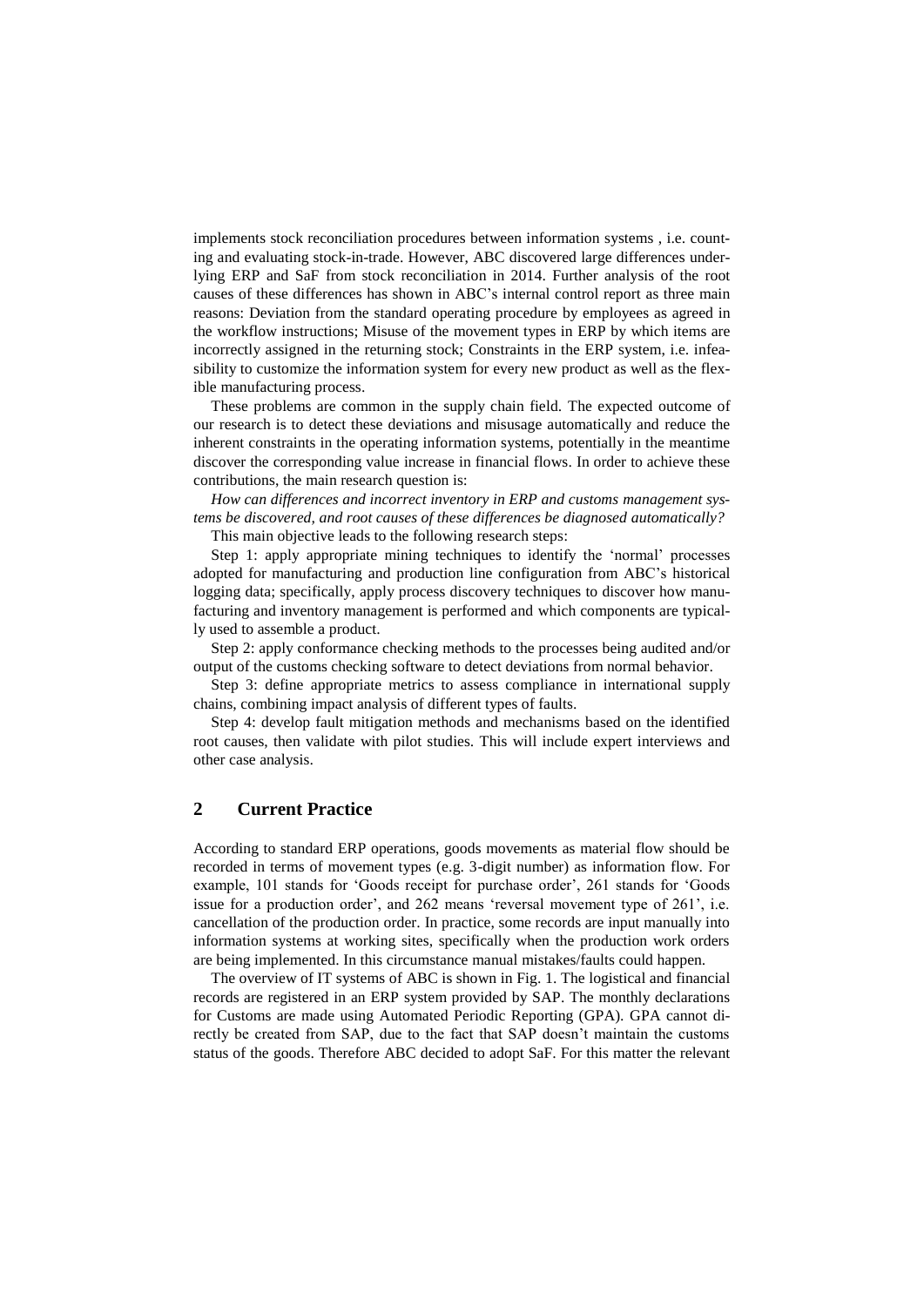implements stock reconciliation procedures between information systems , i.e. counting and evaluating stock-in-trade. However, ABC discovered large differences underlying ERP and SaF from stock reconciliation in 2014. Further analysis of the root causes of these differences has shown in ABC's internal control report as three main reasons: Deviation from the standard operating procedure by employees as agreed in the workflow instructions; Misuse of the movement types in ERP by which items are incorrectly assigned in the returning stock; Constraints in the ERP system, i.e. infeasibility to customize the information system for every new product as well as the flexible manufacturing process.

These problems are common in the supply chain field. The expected outcome of our research is to detect these deviations and misusage automatically and reduce the inherent constraints in the operating information systems, potentially in the meantime discover the corresponding value increase in financial flows. In order to achieve these contributions, the main research question is:

*How can differences and incorrect inventory in ERP and customs management systems be discovered, and root causes of these differences be diagnosed automatically?*

This main objective leads to the following research steps:

Step 1: apply appropriate mining techniques to identify the 'normal' processes adopted for manufacturing and production line configuration from ABC's historical logging data; specifically, apply process discovery techniques to discover how manufacturing and inventory management is performed and which components are typically used to assemble a product.

Step 2: apply conformance checking methods to the processes being audited and/or output of the customs checking software to detect deviations from normal behavior.

Step 3: define appropriate metrics to assess compliance in international supply chains, combining impact analysis of different types of faults.

Step 4: develop fault mitigation methods and mechanisms based on the identified root causes, then validate with pilot studies. This will include expert interviews and other case analysis.

## 2 Current Practice

According to standard ERP operations, goods movements as material flow should be recorded in terms of movement types (e.g. 3-digit number) as information flow. For example, 101 stands for 'Goods receipt for purchase order', 261 stands for 'Goods issue for a production order', and 262 means 'reversal movement type of 261', i.e. cancellation of the production order. In practice, some records are input manually into information systems at working sites, specifically when the production work orders are being implemented. In this circumstance manual mistakes/faults could happen.

The overview of IT systems of ABC is shown in Fig. 1. The logistical and financial records are registered in an ERP system provided by SAP. The monthly declarations for Customs are made using Automated Periodic Reporting (GPA). GPA cannot directly be created from SAP, due to the fact that SAP doesn't maintain the customs status of the goods. Therefore ABC decided to adopt SaF. For this matter the relevant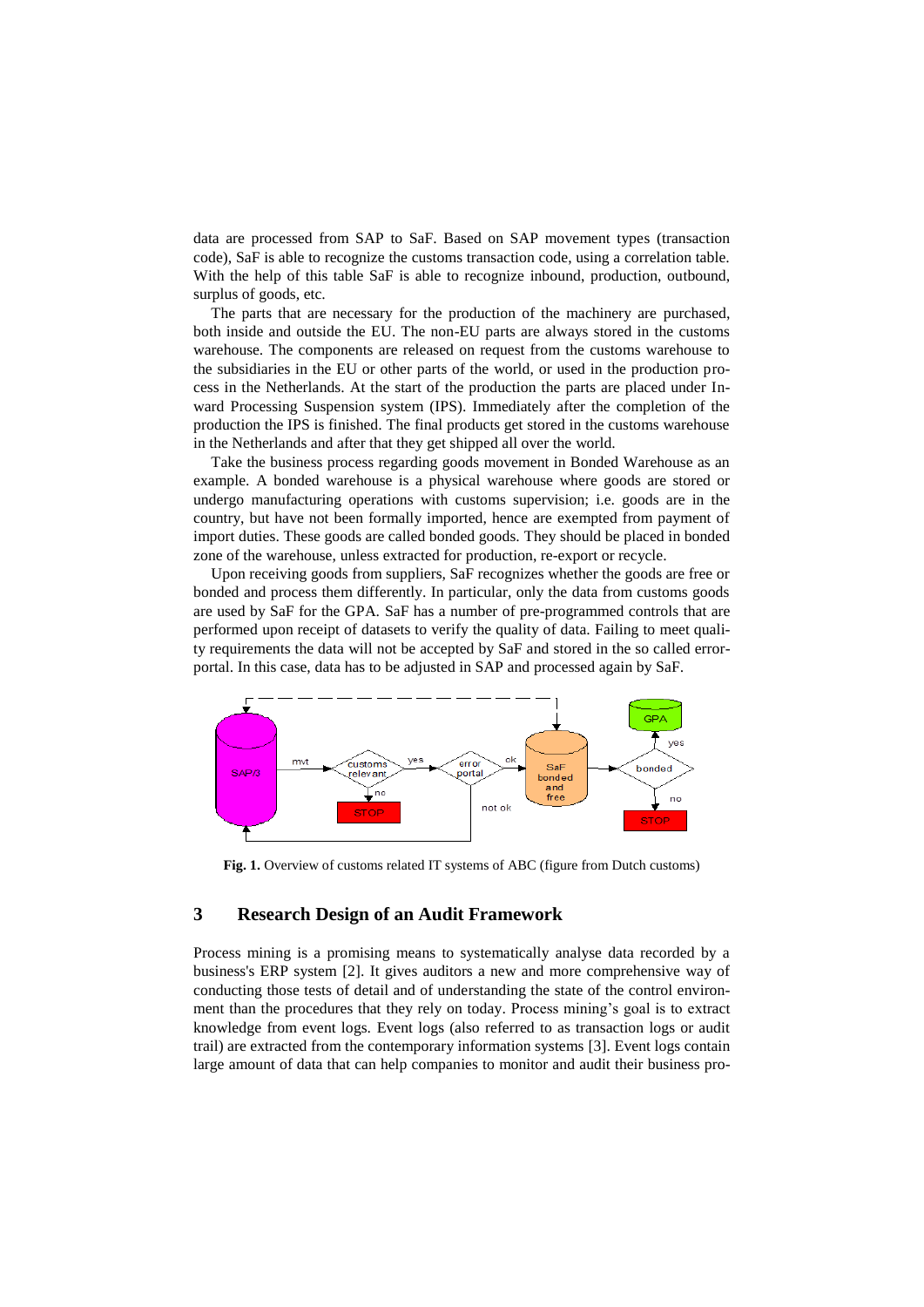data are processed from SAP to SaF. Based on SAP movement types (transaction code), SaF is able to recognize the customs transaction code, using a correlation table. With the help of this table SaF is able to recognize inbound, production, outbound, surplus of goods, etc.

The parts that are necessary for the production of the machinery are purchased, both inside and outside the EU. The non-EU parts are always stored in the customs warehouse. The components are released on request from the customs warehouse to the subsidiaries in the EU or other parts of the world, or used in the production process in the Netherlands. At the start of the production the parts are placed under Inward Processing Suspension system (IPS). Immediately after the completion of the production the IPS is finished. The final products get stored in the customs warehouse in the Netherlands and after that they get shipped all over the world.

Take the business process regarding goods movement in Bonded Warehouse as an example. A bonded warehouse is a physical warehouse where goods are stored or undergo manufacturing operations with customs supervision; i.e. goods are in the country, but have not been formally imported, hence are exempted from payment of import duties. These goods are called bonded goods. They should be placed in bonded zone of the warehouse, unless extracted for production, re-export or recycle.

Upon receiving goods from suppliers, SaF recognizes whether the goods are free or bonded and process them differently. In particular, only the data from customs goods are used by SaF for the GPA. SaF has a number of pre-programmed controls that are performed upon receipt of datasets to verify the quality of data. Failing to meet quality requirements the data will not be accepted by SaF and stored in the so called error-portal. In this case, data has to be adjusted in SAP and processed again by SaF.

**Fig. 1.** Overview of customs related IT systems of ABC (figure from Dutch customs)

## 3 Research Design of an Audit Framework

Process mining is a promising means to systematically analyse data recorded by a business's ERP system [2]. It gives auditors a new and more comprehensive way of conducting those tests of detail and of understanding the state of the control environment than the procedures that they rely on today. Process mining's goal is to extract knowledge from event logs. Event logs (also referred to as transaction logs or audit trail) are extracted from the contemporary information systems [3]. Event logs contain large amount of data that can help companies to monitor and audit their business pro-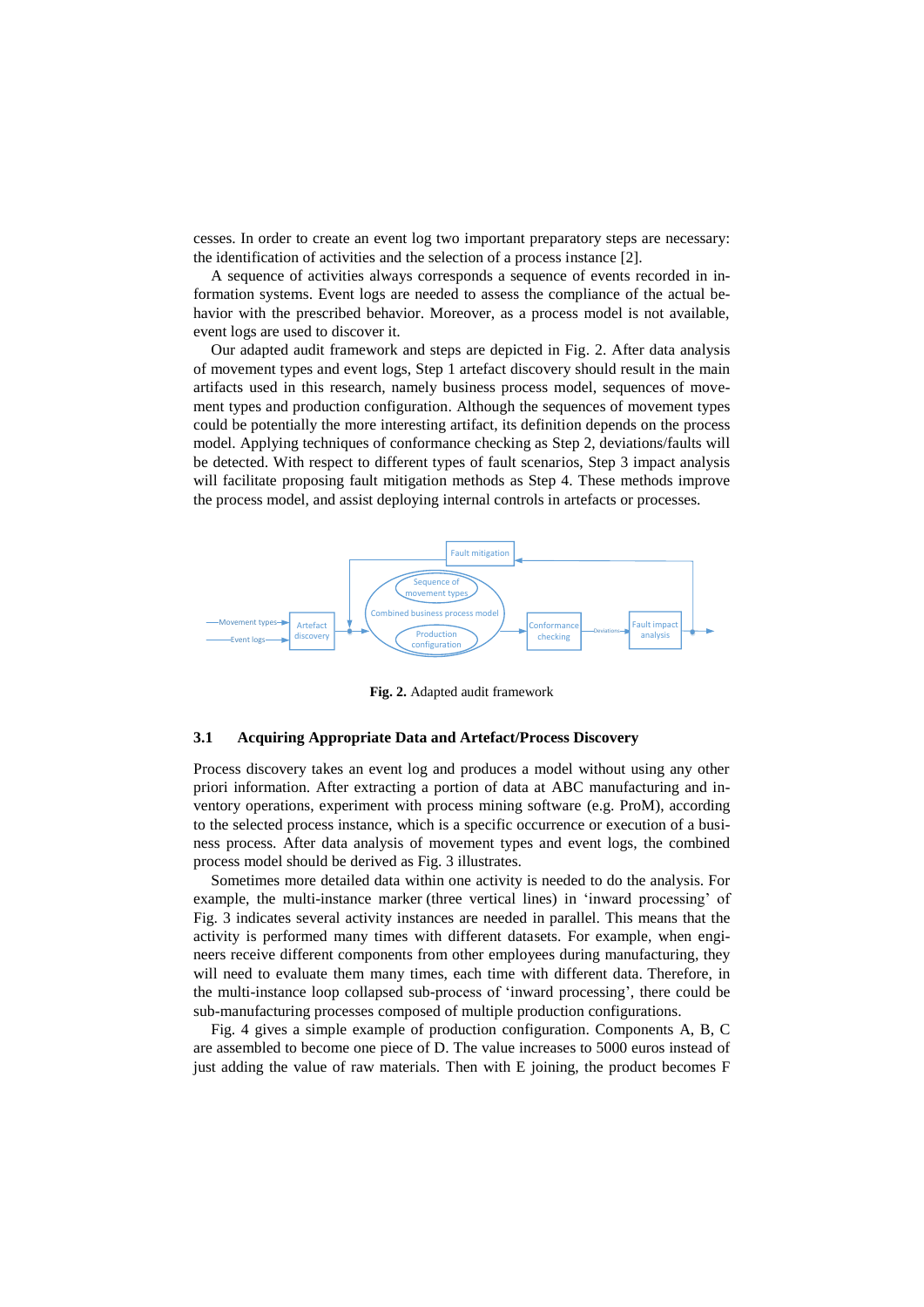cesses. In order to create an event log two important preparatory steps are necessary: the identification of activities and the selection of a process instance [2].

A sequence of activities always corresponds a sequence of events recorded in information systems. Event logs are needed to assess the compliance of the actual behavior with the prescribed behavior. Moreover, as a process model is not available, event logs are used to discover it.

Our adapted audit framework and steps are depicted in Fig. 2. After data analysis of movement types and event logs, Step 1 artefact discovery should result in the main artifacts used in this research, namely business process model, sequences of movement types and production configuration. Although the sequences of movement types could be potentially the more interesting artifact, its definition depends on the process model. Applying techniques of conformance checking as Step 2, deviations/faults will be detected. With respect to different types of fault scenarios, Step 3 impact analysis will facilitate proposing fault mitigation methods as Step 4. These methods improve the process model, and assist deploying internal controls in artefacts or processes.

**Fig. 2.** Adapted audit framework

### 3.1 Acquiring Appropriate Data and Artefact/Process Discovery

Process discovery takes an event log and produces a model without using any other priori information. After extracting a portion of data at ABC manufacturing and inventory operations, experiment with process mining software (e.g. ProM), according to the selected process instance, which is a specific occurrence or execution of a business process. After data analysis of movement types and event logs, the combined process model should be derived as Fig. 3 illustrates.

Sometimes more detailed data within one activity is needed to do the analysis. For example, the multi-instance marker (three vertical lines) in 'inward processing' of Fig. 3 indicates several activity instances are needed in parallel. This means that the activity is performed many times with different datasets. For example, when engineers receive different components from other employees during manufacturing, they will need to evaluate them many times, each time with different data. Therefore, in the multi-instance loop collapsed sub-process of 'inward processing', there could be sub-manufacturing processes composed of multiple production configurations.

Fig. 4 gives a simple example of production configuration. Components A, B, C are assembled to become one piece of D. The value increases to 5000 euros instead of just adding the value of raw materials. Then with E joining, the product becomes F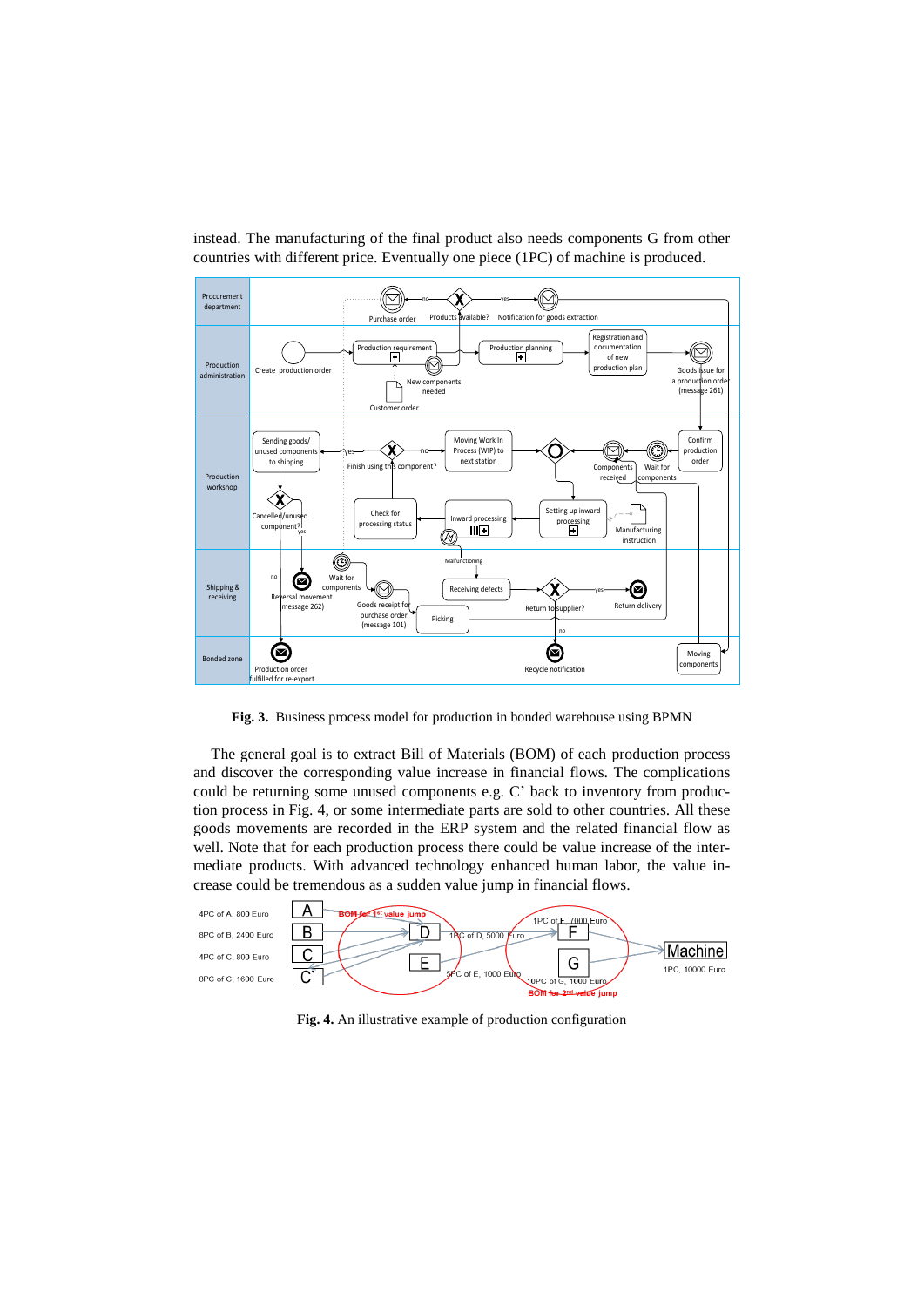instead. The manufacturing of the final product also needs components G from other countries with different price. Eventually one piece (1PC) of machine is produced.

**Fig. 3.** Business process model for production in bonded warehouse using BPMN

The general goal is to extract Bill of Materials (BOM) of each production process and discover the corresponding value increase in financial flows. The complications could be returning some unused components e.g. C' back to inventory from production process in Fig. 4, or some intermediate parts are sold to other countries. All these goods movements are recorded in the ERP system and the related financial flow as well. Note that for each production process there could be value increase of the intermediate products. With advanced technology enhanced human labor, the value increase could be tremendous as a sudden value jump in financial flows.

**Fig. 4.** An illustrative example of production configuration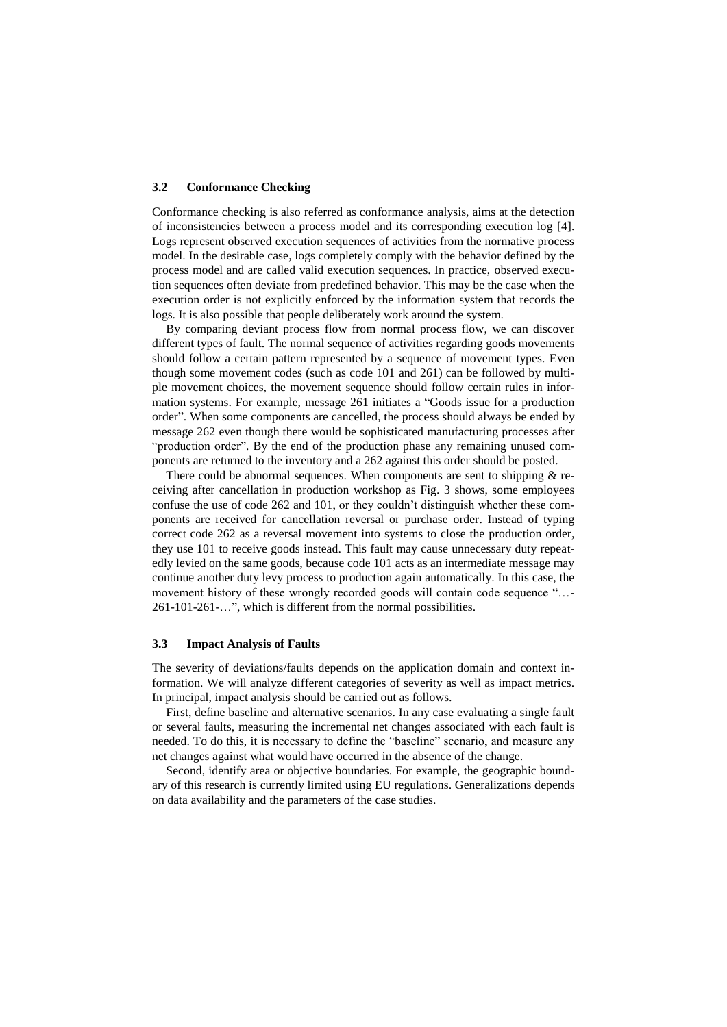### 3.2 Conformance Checking

Conformance checking is also referred as conformance analysis, aims at the detection of inconsistencies between a process model and its corresponding execution log [4]. Logs represent observed execution sequences of activities from the normative process model. In the desirable case, logs completely comply with the behavior defined by the process model and are called valid execution sequences. In practice, observed execution sequences often deviate from predefined behavior. This may be the case when the execution order is not explicitly enforced by the information system that records the logs. It is also possible that people deliberately work around the system.

By comparing deviant process flow from normal process flow, we can discover different types of fault. The normal sequence of activities regarding goods movements should follow a certain pattern represented by a sequence of movement types. Even though some movement codes (such as code 101 and 261) can be followed by multiple movement choices, the movement sequence should follow certain rules in information systems. For example, message 261 initiates a "Goods issue for a production order". When some components are cancelled, the process should always be ended by message 262 even though there would be sophisticated manufacturing processes after "production order". By the end of the production phase any remaining unused components are returned to the inventory and a 262 against this order should be posted.

There could be abnormal sequences. When components are sent to shipping & receiving after cancellation in production workshop as Fig. 3 shows, some employees confuse the use of code 262 and 101, or they couldn't distinguish whether these components are received for cancellation reversal or purchase order. Instead of typing correct code 262 as a reversal movement into systems to close the production order, they use 101 to receive goods instead. This fault may cause unnecessary duty repeatedly levied on the same goods, because code 101 acts as an intermediate message may continue another duty levy process to production again automatically. In this case, the movement history of these wrongly recorded goods will contain code sequence "…-261-101-261-…", which is different from the normal possibilities.

### 3.3 Impact Analysis of Faults

The severity of deviations/faults depends on the application domain and context information. We will analyze different categories of severity as well as impact metrics. In principal, impact analysis should be carried out as follows.

First, define baseline and alternative scenarios. In any case evaluating a single fault or several faults, measuring the incremental net changes associated with each fault is needed. To do this, it is necessary to define the "baseline" scenario, and measure any net changes against what would have occurred in the absence of the change.

Second, identify area or objective boundaries. For example, the geographic boundary of this research is currently limited using EU regulations. Generalizations depends on data availability and the parameters of the case studies.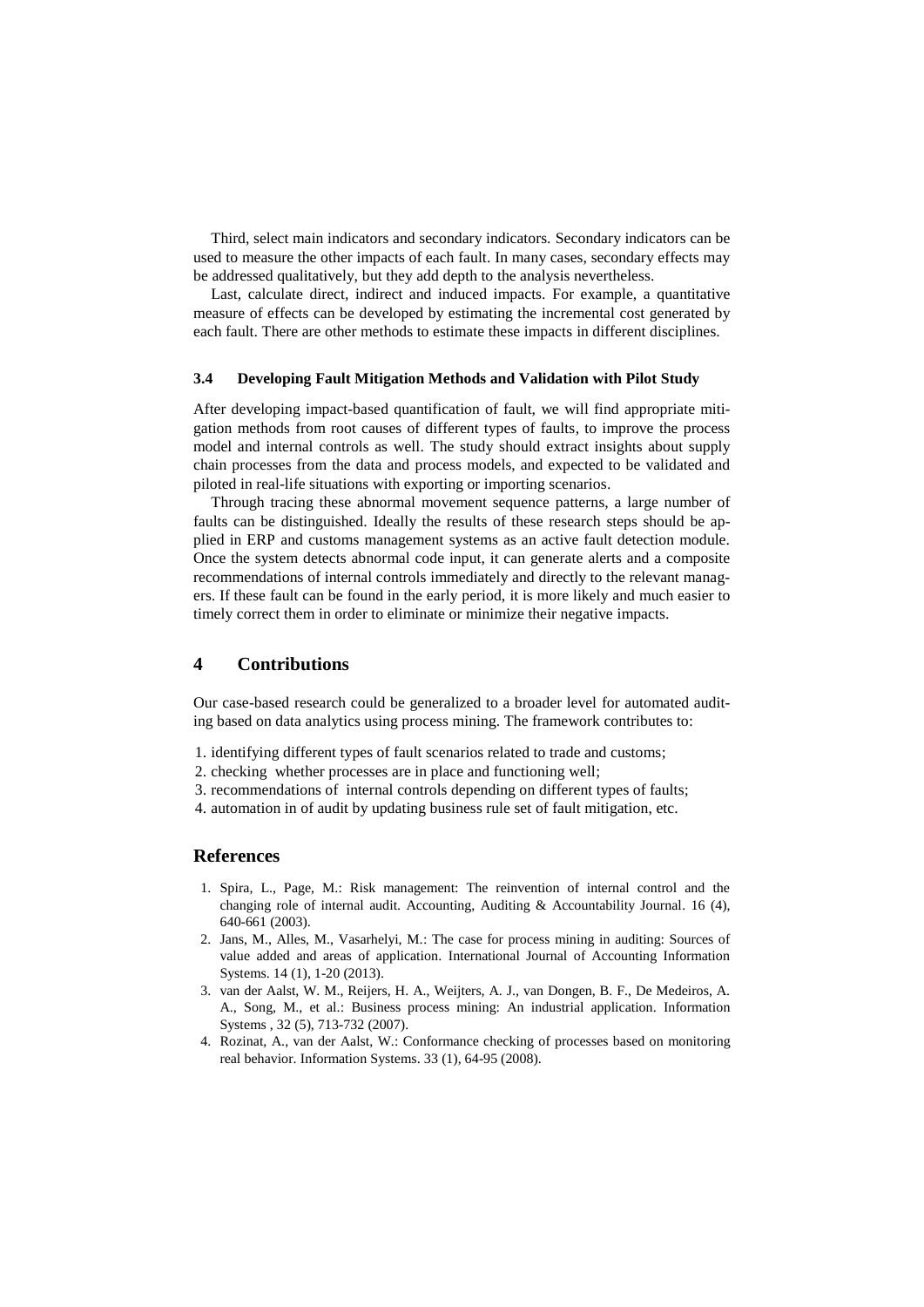Third, select main indicators and secondary indicators. Secondary indicators can be used to measure the other impacts of each fault. In many cases, secondary effects may be addressed qualitatively, but they add depth to the analysis nevertheless.

Last, calculate direct, indirect and induced impacts. For example, a quantitative measure of effects can be developed by estimating the incremental cost generated by each fault. There are other methods to estimate these impacts in different disciplines.

### 3.4 Developing Fault Mitigation Methods and Validation with Pilot Study

After developing impact-based quantification of fault, we will find appropriate mitigation methods from root causes of different types of faults, to improve the process model and internal controls as well. The study should extract insights about supply chain processes from the data and process models, and expected to be validated and piloted in real-life situations with exporting or importing scenarios.

Through tracing these abnormal movement sequence patterns, a large number of faults can be distinguished. Ideally the results of these research steps should be applied in ERP and customs management systems as an active fault detection module. Once the system detects abnormal code input, it can generate alerts and a composite recommendations of internal controls immediately and directly to the relevant managers. If these fault can be found in the early period, it is more likely and much easier to timely correct them in order to eliminate or minimize their negative impacts.

## 4 Contributions

Our case-based research could be generalized to a broader level for automated auditing based on data analytics using process mining. The framework contributes to:

1. identifying different types of fault scenarios related to trade and customs;
2. checking whether processes are in place and functioning well;
3. recommendations of internal controls depending on different types of faults;
4. automation in of audit by updating business rule set of fault mitigation, etc.

## References

1. Spira, L., Page, M.: Risk management: The reinvention of internal control and the changing role of internal audit. Accounting, Auditing & Accountability Journal. 16 (4), 640-661 (2003).
2. Jans, M., Alles, M., Vasarhelyi, M.: The case for process mining in auditing: Sources of value added and areas of application. International Journal of Accounting Information Systems. 14 (1), 1-20 (2013).
3. van der Aalst, W. M., Reijers, H. A., Weijters, A. J., van Dongen, B. F., De Medeiros, A. A., Song, M., et al.: Business process mining: An industrial application. Information Systems , 32 (5), 713-732 (2007).
4. Rozinat, A., van der Aalst, W.: Conformance checking of processes based on monitoring real behavior. Information Systems. 33 (1), 64-95 (2008).